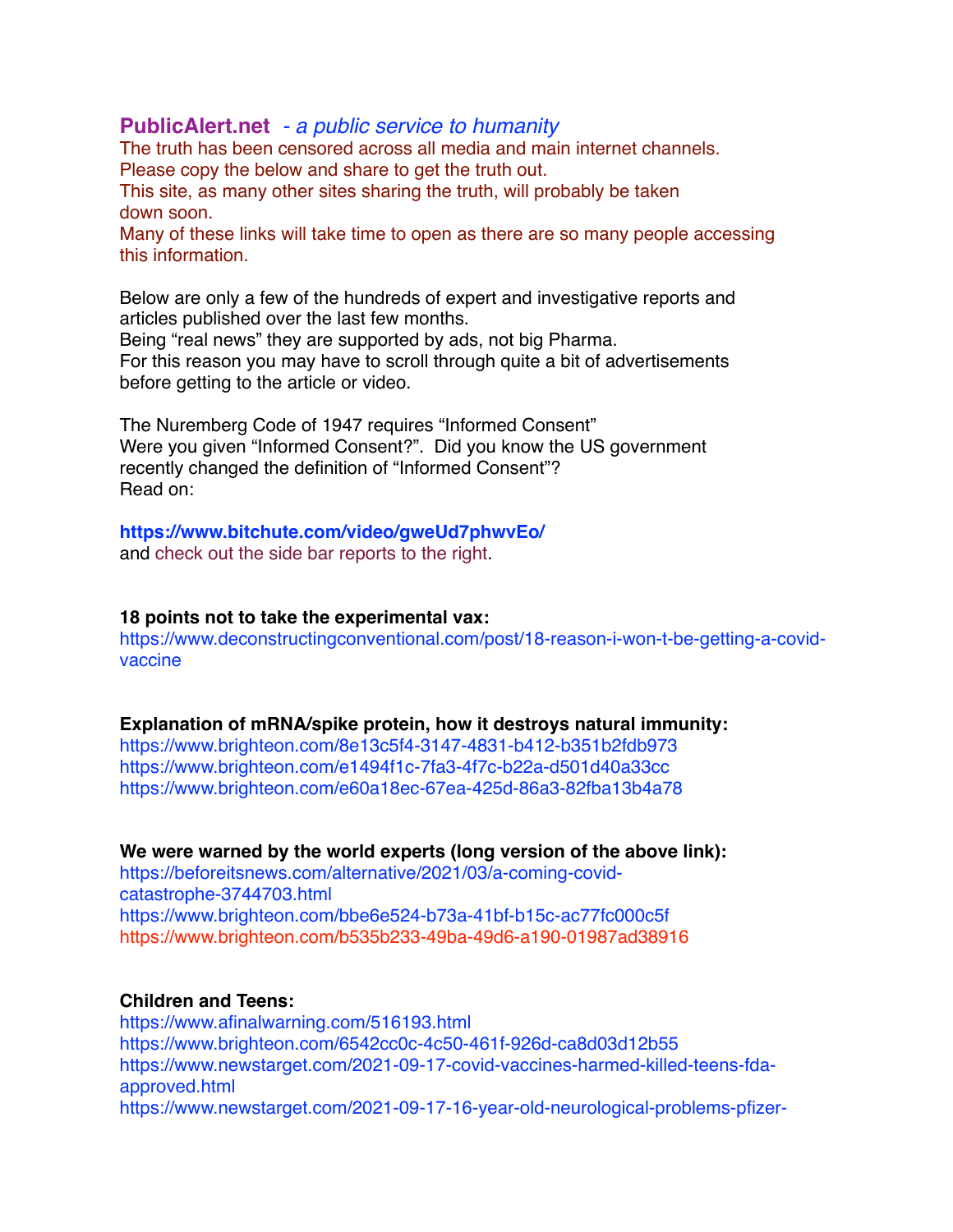**PublicAlert.net** *- a public service to humanity*

The truth has been censored across all media and main internet channels.
Please copy the below and share to get the truth out.
This site, as many other sites sharing the truth, will probably be taken down soon.
Many of these links will take time to open as there are so many people accessing this information.

Below are only a few of the hundreds of expert and investigative reports and articles published over the last few months.
Being "real news" they are supported by ads, not big Pharma.
For this reason you may have to scroll through quite a bit of advertisements before getting to the article or video.

The Nuremberg Code of 1947 requires "Informed Consent"
Were you given "Informed Consent?". Did you know the US government recently changed the definition of "Informed Consent"?
Read on:

**https://www.bitchute.com/video/gweUd7phwvEo/**
and check out the side bar reports to the right.

**18 points not to take the experimental vax:**
https://www.deconstructingconventional.com/post/18-reason-i-won-t-be-getting-a-covid-vaccine

**Explanation of mRNA/spike protein, how it destroys natural immunity:**
https://www.brighteon.com/8e13c5f4-3147-4831-b412-b351b2fdb973
https://www.brighteon.com/e1494f1c-7fa3-4f7c-b22a-d501d40a33cc
https://www.brighteon.com/e60a18ec-67ea-425d-86a3-82fba13b4a78

**We were warned by the world experts (long version of the above link):**
https://beforeitsnews.com/alternative/2021/03/a-coming-covid-catastrophe-3744703.html
https://www.brighteon.com/bbe6e524-b73a-41bf-b15c-ac77fc000c5f
https://www.brighteon.com/b535b233-49ba-49d6-a190-01987ad38916

**Children and Teens:**
https://www.afinalwarning.com/516193.html
https://www.brighteon.com/6542cc0c-4c50-461f-926d-ca8d03d12b55
https://www.newstarget.com/2021-09-17-covid-vaccines-harmed-killed-teens-fda-approved.html
https://www.newstarget.com/2021-09-17-16-year-old-neurological-problems-pfizer-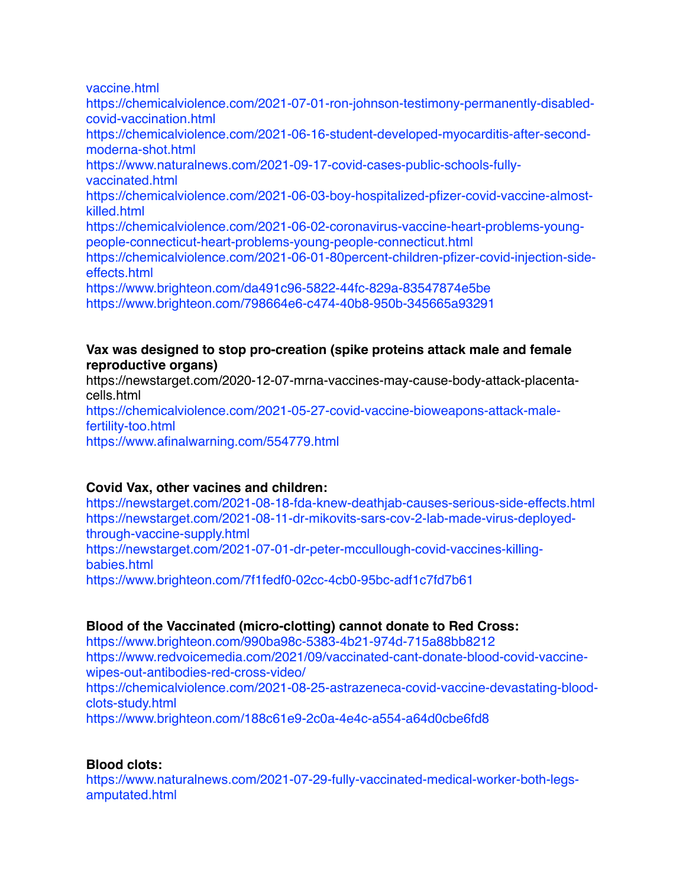vaccine.html
https://chemicalviolence.com/2021-07-01-ron-johnson-testimony-permanently-disabled-covid-vaccination.html
https://chemicalviolence.com/2021-06-16-student-developed-myocarditis-after-second-moderna-shot.html
https://www.naturalnews.com/2021-09-17-covid-cases-public-schools-fully-vaccinated.html
https://chemicalviolence.com/2021-06-03-boy-hospitalized-pfizer-covid-vaccine-almost-killed.html
https://chemicalviolence.com/2021-06-02-coronavirus-vaccine-heart-problems-young-people-connecticut-heart-problems-young-people-connecticut.html
https://chemicalviolence.com/2021-06-01-80percent-children-pfizer-covid-injection-side-effects.html
https://www.brighteon.com/da491c96-5822-44fc-829a-83547874e5be
https://www.brighteon.com/798664e6-c474-40b8-950b-345665a93291

**Vax was designed to stop pro-creation (spike proteins attack male and female reproductive organs)**
https://newstarget.com/2020-12-07-mrna-vaccines-may-cause-body-attack-placenta-cells.html
https://chemicalviolence.com/2021-05-27-covid-vaccine-bioweapons-attack-male-fertility-too.html
https://www.afinalwarning.com/554779.html

**Covid Vax, other vacines and children:**
https://newstarget.com/2021-08-18-fda-knew-deathjab-causes-serious-side-effects.html
https://newstarget.com/2021-08-11-dr-mikovits-sars-cov-2-lab-made-virus-deployed-through-vaccine-supply.html
https://newstarget.com/2021-07-01-dr-peter-mccullough-covid-vaccines-killing-babies.html
https://www.brighteon.com/7f1fedf0-02cc-4cb0-95bc-adf1c7fd7b61

**Blood of the Vaccinated (micro-clotting) cannot donate to Red Cross:**
https://www.brighteon.com/990ba98c-5383-4b21-974d-715a88bb8212
https://www.redvoicemedia.com/2021/09/vaccinated-cant-donate-blood-covid-vaccine-wipes-out-antibodies-red-cross-video/
https://chemicalviolence.com/2021-08-25-astrazeneca-covid-vaccine-devastating-blood-clots-study.html
https://www.brighteon.com/188c61e9-2c0a-4e4c-a554-a64d0cbe6fd8

**Blood clots:**
https://www.naturalnews.com/2021-07-29-fully-vaccinated-medical-worker-both-legs-amputated.html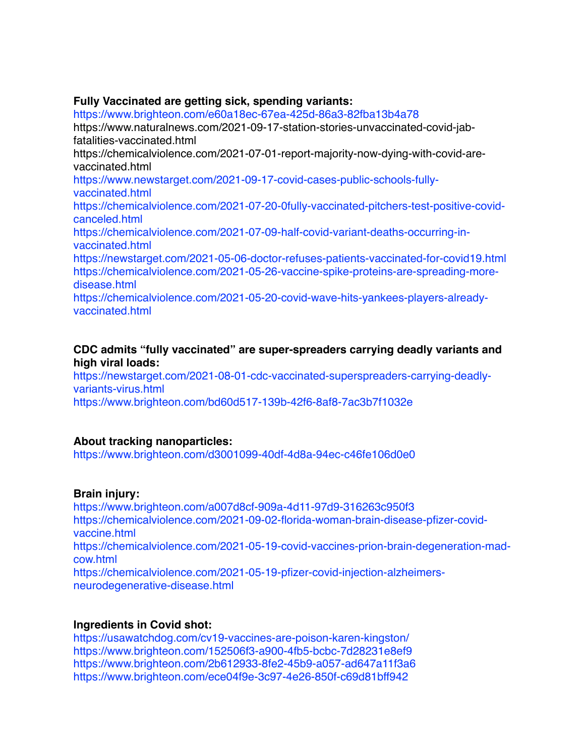**Fully Vaccinated are getting sick, spending variants:**
https://www.brighteon.com/e60a18ec-67ea-425d-86a3-82fba13b4a78
https://www.naturalnews.com/2021-09-17-station-stories-unvaccinated-covid-jab-fatalities-vaccinated.html
https://chemicalviolence.com/2021-07-01-report-majority-now-dying-with-covid-are-vaccinated.html
https://www.newstarget.com/2021-09-17-covid-cases-public-schools-fully-vaccinated.html
https://chemicalviolence.com/2021-07-20-0fully-vaccinated-pitchers-test-positive-covid-canceled.html
https://chemicalviolence.com/2021-07-09-half-covid-variant-deaths-occurring-in-vaccinated.html
https://newstarget.com/2021-05-06-doctor-refuses-patients-vaccinated-for-covid19.html
https://chemicalviolence.com/2021-05-26-vaccine-spike-proteins-are-spreading-more-disease.html
https://chemicalviolence.com/2021-05-20-covid-wave-hits-yankees-players-already-vaccinated.html

**CDC admits "fully vaccinated" are super-spreaders carrying deadly variants and high viral loads:**
https://newstarget.com/2021-08-01-cdc-vaccinated-superspreaders-carrying-deadly-variants-virus.html
https://www.brighteon.com/bd60d517-139b-42f6-8af8-7ac3b7f1032e

**About tracking nanoparticles:**
https://www.brighteon.com/d3001099-40df-4d8a-94ec-c46fe106d0e0

**Brain injury:**
https://www.brighteon.com/a007d8cf-909a-4d11-97d9-316263c950f3
https://chemicalviolence.com/2021-09-02-florida-woman-brain-disease-pfizer-covid-vaccine.html
https://chemicalviolence.com/2021-05-19-covid-vaccines-prion-brain-degeneration-mad-cow.html
https://chemicalviolence.com/2021-05-19-pfizer-covid-injection-alzheimers-neurodegenerative-disease.html

**Ingredients in Covid shot:**
https://usawatchdog.com/cv19-vaccines-are-poison-karen-kingston/
https://www.brighteon.com/152506f3-a900-4fb5-bcbc-7d28231e8ef9
https://www.brighteon.com/2b612933-8fe2-45b9-a057-ad647a11f3a6
https://www.brighteon.com/ece04f9e-3c97-4e26-850f-c69d81bff942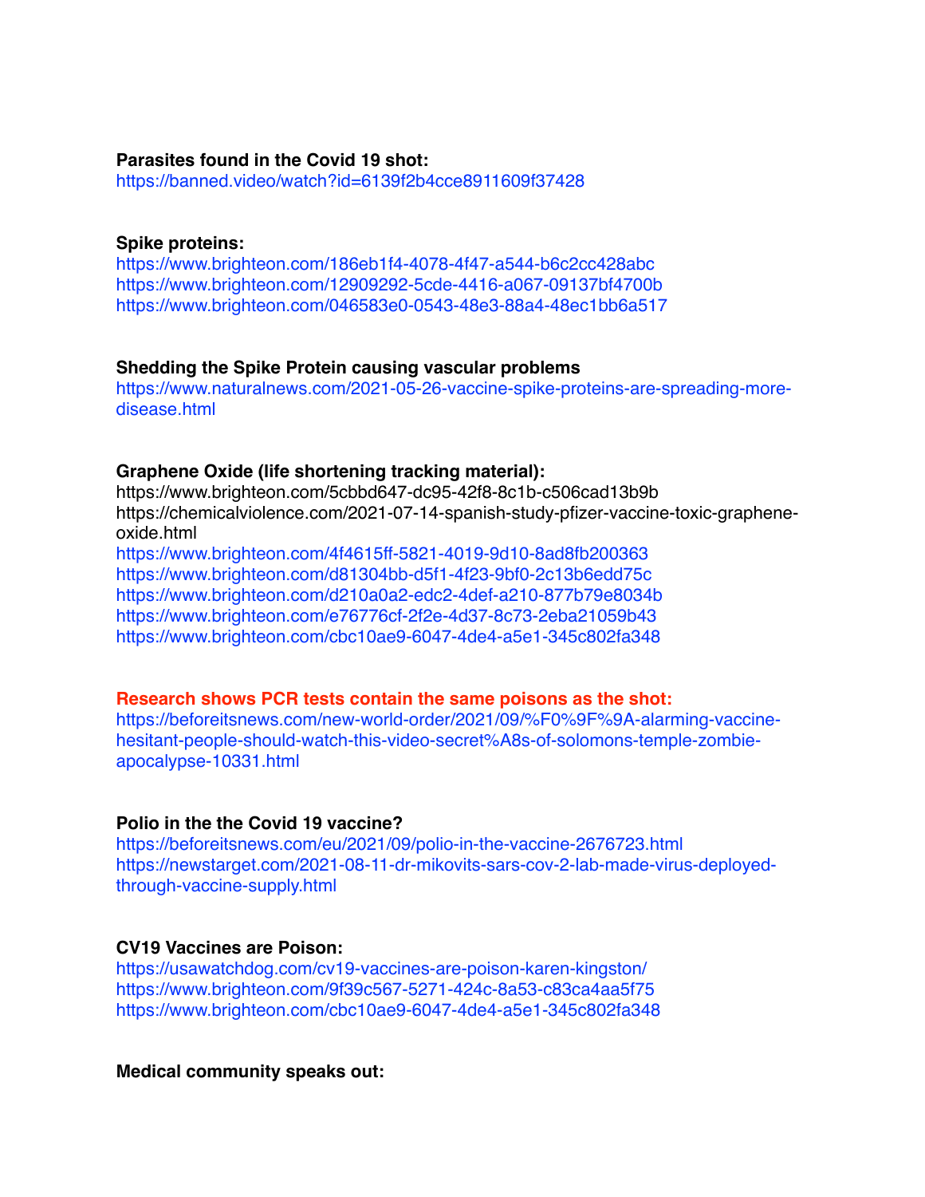**Parasites found in the Covid 19 shot:**
https://banned.video/watch?id=6139f2b4cce8911609f37428

**Spike proteins:**
https://www.brighteon.com/186eb1f4-4078-4f47-a544-b6c2cc428abc
https://www.brighteon.com/12909292-5cde-4416-a067-09137bf4700b
https://www.brighteon.com/046583e0-0543-48e3-88a4-48ec1bb6a517

**Shedding the Spike Protein causing vascular problems**
https://www.naturalnews.com/2021-05-26-vaccine-spike-proteins-are-spreading-more-disease.html

**Graphene Oxide (life shortening tracking material):**
https://www.brighteon.com/5cbbd647-dc95-42f8-8c1b-c506cad13b9b
https://chemicalviolence.com/2021-07-14-spanish-study-pfizer-vaccine-toxic-graphene-oxide.html
https://www.brighteon.com/4f4615ff-5821-4019-9d10-8ad8fb200363
https://www.brighteon.com/d81304bb-d5f1-4f23-9bf0-2c13b6edd75c
https://www.brighteon.com/d210a0a2-edc2-4def-a210-877b79e8034b
https://www.brighteon.com/e76776cf-2f2e-4d37-8c73-2eba21059b43
https://www.brighteon.com/cbc10ae9-6047-4de4-a5e1-345c802fa348

**Research shows PCR tests contain the same poisons as the shot:**
https://beforeitsnews.com/new-world-order/2021/09/%F0%9F%9A-alarming-vaccine-hesitant-people-should-watch-this-video-secret%A8s-of-solomons-temple-zombie-apocalypse-10331.html

**Polio in the the Covid 19 vaccine?**
https://beforeitsnews.com/eu/2021/09/polio-in-the-vaccine-2676723.html
https://newstarget.com/2021-08-11-dr-mikovits-sars-cov-2-lab-made-virus-deployed-through-vaccine-supply.html

**CV19 Vaccines are Poison:**
https://usawatchdog.com/cv19-vaccines-are-poison-karen-kingston/
https://www.brighteon.com/9f39c567-5271-424c-8a53-c83ca4aa5f75
https://www.brighteon.com/cbc10ae9-6047-4de4-a5e1-345c802fa348

**Medical community speaks out:**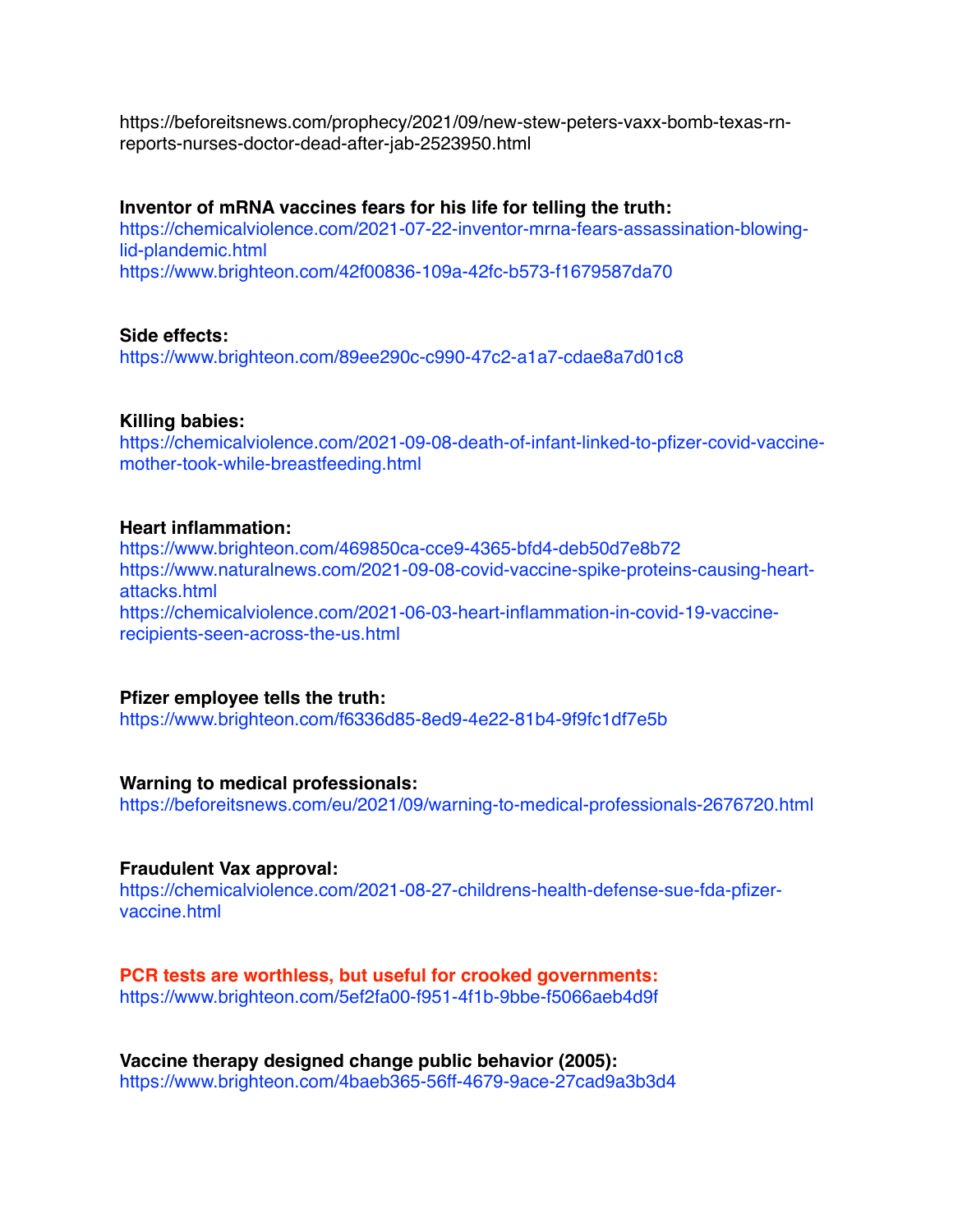https://beforeitsnews.com/prophecy/2021/09/new-stew-peters-vaxx-bomb-texas-rn-reports-nurses-doctor-dead-after-jab-2523950.html

**Inventor of mRNA vaccines fears for his life for telling the truth:**
https://chemicalviolence.com/2021-07-22-inventor-mrna-fears-assassination-blowing-lid-plandemic.html
https://www.brighteon.com/42f00836-109a-42fc-b573-f1679587da70

**Side effects:**
https://www.brighteon.com/89ee290c-c990-47c2-a1a7-cdae8a7d01c8

**Killing babies:**
https://chemicalviolence.com/2021-09-08-death-of-infant-linked-to-pfizer-covid-vaccine-mother-took-while-breastfeeding.html

**Heart inflammation:**
https://www.brighteon.com/469850ca-cce9-4365-bfd4-deb50d7e8b72
https://www.naturalnews.com/2021-09-08-covid-vaccine-spike-proteins-causing-heart-attacks.html
https://chemicalviolence.com/2021-06-03-heart-inflammation-in-covid-19-vaccine-recipients-seen-across-the-us.html

**Pfizer employee tells the truth:**
https://www.brighteon.com/f6336d85-8ed9-4e22-81b4-9f9fc1df7e5b

**Warning to medical professionals:**
https://beforeitsnews.com/eu/2021/09/warning-to-medical-professionals-2676720.html

**Fraudulent Vax approval:**
https://chemicalviolence.com/2021-08-27-childrens-health-defense-sue-fda-pfizer-vaccine.html

**PCR tests are worthless, but useful for crooked governments:**
https://www.brighteon.com/5ef2fa00-f951-4f1b-9bbe-f5066aeb4d9f

**Vaccine therapy designed change public behavior (2005):**
https://www.brighteon.com/4baeb365-56ff-4679-9ace-27cad9a3b3d4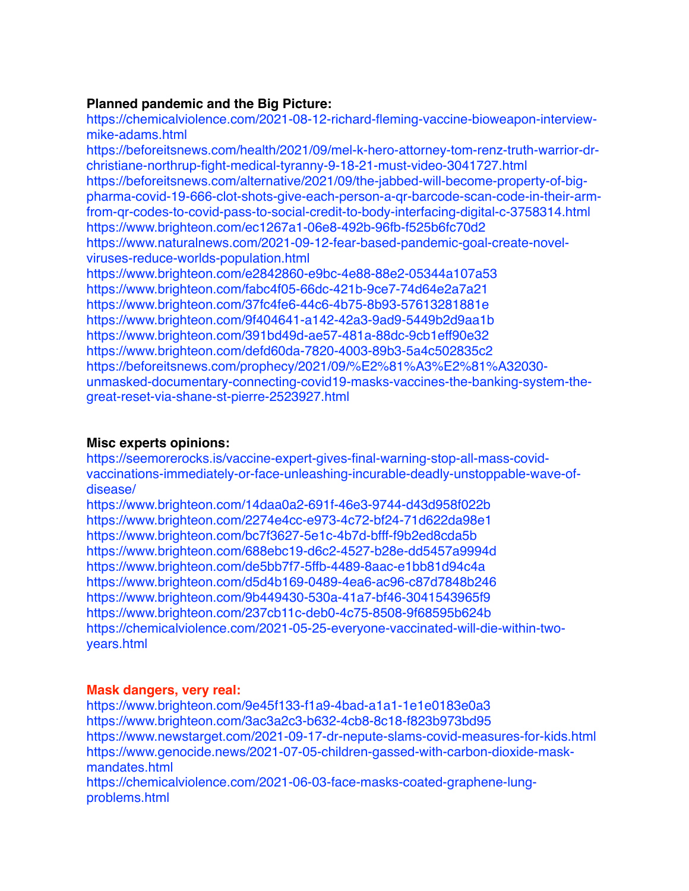**Planned pandemic and the Big Picture:**

https://chemicalviolence.com/2021-08-12-richard-fleming-vaccine-bioweapon-interview-mike-adams.html
https://beforeitsnews.com/health/2021/09/mel-k-hero-attorney-tom-renz-truth-warrior-dr-christiane-northrup-fight-medical-tyranny-9-18-21-must-video-3041727.html
https://beforeitsnews.com/alternative/2021/09/the-jabbed-will-become-property-of-big-pharma-covid-19-666-clot-shots-give-each-person-a-qr-barcode-scan-code-in-their-arm-from-qr-codes-to-covid-pass-to-social-credit-to-body-interfacing-digital-c-3758314.html
https://www.brighteon.com/ec1267a1-06e8-492b-96fb-f525b6fc70d2
https://www.naturalnews.com/2021-09-12-fear-based-pandemic-goal-create-novel-viruses-reduce-worlds-population.html
https://www.brighteon.com/e2842860-e9bc-4e88-88e2-05344a107a53
https://www.brighteon.com/fabc4f05-66dc-421b-9ce7-74d64e2a7a21
https://www.brighteon.com/37fc4fe6-44c6-4b75-8b93-57613281881e
https://www.brighteon.com/9f404641-a142-42a3-9ad9-5449b2d9aa1b
https://www.brighteon.com/391bd49d-ae57-481a-88dc-9cb1eff90e32
https://www.brighteon.com/defd60da-7820-4003-89b3-5a4c502835c2
https://beforeitsnews.com/prophecy/2021/09/%E2%81%A3%E2%81%A32030-unmasked-documentary-connecting-covid19-masks-vaccines-the-banking-system-the-great-reset-via-shane-st-pierre-2523927.html

**Misc experts opinions:**

https://seemorerocks.is/vaccine-expert-gives-final-warning-stop-all-mass-covid-vaccinations-immediately-or-face-unleashing-incurable-deadly-unstoppable-wave-of-disease/
https://www.brighteon.com/14daa0a2-691f-46e3-9744-d43d958f022b
https://www.brighteon.com/2274e4cc-e973-4c72-bf24-71d622da98e1
https://www.brighteon.com/bc7f3627-5e1c-4b7d-bfff-f9b2ed8cda5b
https://www.brighteon.com/688ebc19-d6c2-4527-b28e-dd5457a9994d
https://www.brighteon.com/de5bb7f7-5ffb-4489-8aac-e1bb81d94c4a
https://www.brighteon.com/d5d4b169-0489-4ea6-ac96-c87d7848b246
https://www.brighteon.com/9b449430-530a-41a7-bf46-3041543965f9
https://www.brighteon.com/237cb11c-deb0-4c75-8508-9f68595b624b
https://chemicalviolence.com/2021-05-25-everyone-vaccinated-will-die-within-two-years.html

**Mask dangers, very real:**

https://www.brighteon.com/9e45f133-f1a9-4bad-a1a1-1e1e0183e0a3
https://www.brighteon.com/3ac3a2c3-b632-4cb8-8c18-f823b973bd95
https://www.newstarget.com/2021-09-17-dr-nepute-slams-covid-measures-for-kids.html
https://www.genocide.news/2021-07-05-children-gassed-with-carbon-dioxide-mask-mandates.html
https://chemicalviolence.com/2021-06-03-face-masks-coated-graphene-lung-problems.html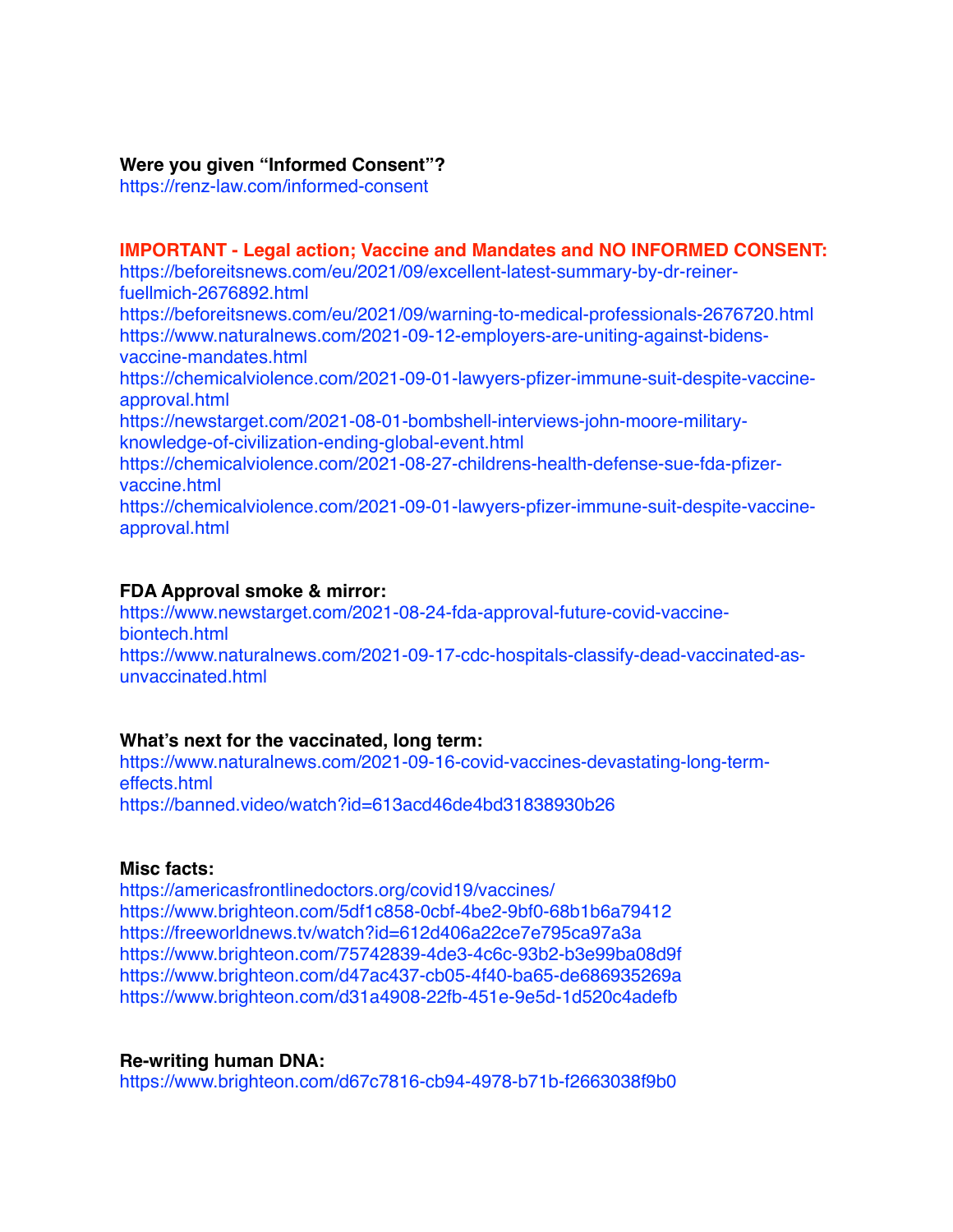**Were you given "Informed Consent"?**
https://renz-law.com/informed-consent

**IMPORTANT - Legal action; Vaccine and Mandates and NO INFORMED CONSENT:**
https://beforeitsnews.com/eu/2021/09/excellent-latest-summary-by-dr-reiner-fuellmich-2676892.html
https://beforeitsnews.com/eu/2021/09/warning-to-medical-professionals-2676720.html
https://www.naturalnews.com/2021-09-12-employers-are-uniting-against-bidens-vaccine-mandates.html
https://chemicalviolence.com/2021-09-01-lawyers-pfizer-immune-suit-despite-vaccine-approval.html
https://newstarget.com/2021-08-01-bombshell-interviews-john-moore-military-knowledge-of-civilization-ending-global-event.html
https://chemicalviolence.com/2021-08-27-childrens-health-defense-sue-fda-pfizer-vaccine.html
https://chemicalviolence.com/2021-09-01-lawyers-pfizer-immune-suit-despite-vaccine-approval.html

**FDA Approval smoke & mirror:**
https://www.newstarget.com/2021-08-24-fda-approval-future-covid-vaccine-biontech.html
https://www.naturalnews.com/2021-09-17-cdc-hospitals-classify-dead-vaccinated-as-unvaccinated.html

**What's next for the vaccinated, long term:**
https://www.naturalnews.com/2021-09-16-covid-vaccines-devastating-long-term-effects.html
https://banned.video/watch?id=613acd46de4bd31838930b26

**Misc facts:**
https://americasfrontlinedoctors.org/covid19/vaccines/
https://www.brighteon.com/5df1c858-0cbf-4be2-9bf0-68b1b6a79412
https://freeworldnews.tv/watch?id=612d406a22ce7e795ca97a3a
https://www.brighteon.com/75742839-4de3-4c6c-93b2-b3e99ba08d9f
https://www.brighteon.com/d47ac437-cb05-4f40-ba65-de686935269a
https://www.brighteon.com/d31a4908-22fb-451e-9e5d-1d520c4adefb

**Re-writing human DNA:**
https://www.brighteon.com/d67c7816-cb94-4978-b71b-f2663038f9b0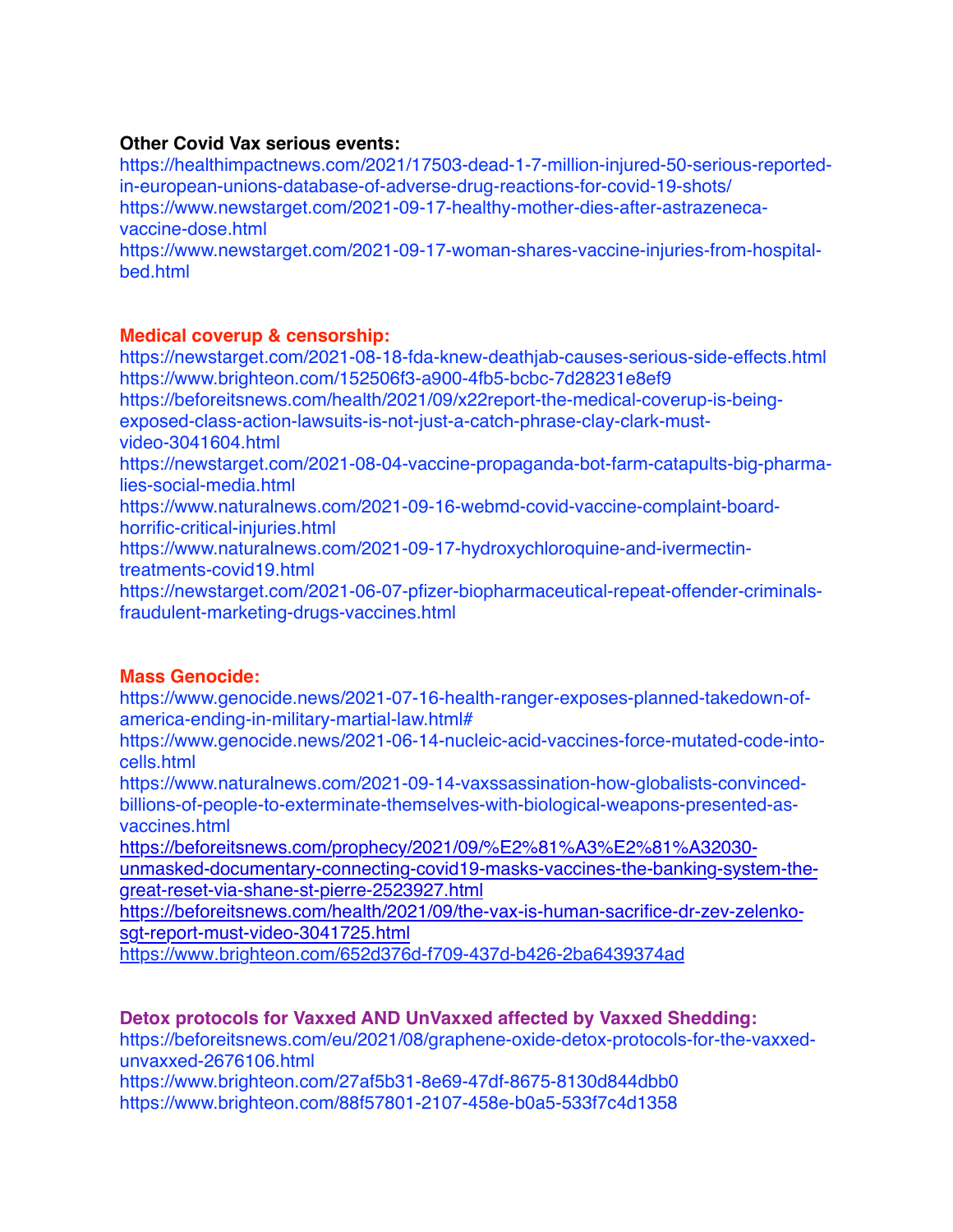**Other Covid Vax serious events:**

https://healthimpactnews.com/2021/17503-dead-1-7-million-injured-50-serious-reported-in-european-unions-database-of-adverse-drug-reactions-for-covid-19-shots/
https://www.newstarget.com/2021-09-17-healthy-mother-dies-after-astrazeneca-vaccine-dose.html
https://www.newstarget.com/2021-09-17-woman-shares-vaccine-injuries-from-hospital-bed.html

**Medical coverup & censorship:**

https://newstarget.com/2021-08-18-fda-knew-deathjab-causes-serious-side-effects.html
https://www.brighteon.com/152506f3-a900-4fb5-bcbc-7d28231e8ef9
https://beforeitsnews.com/health/2021/09/x22report-the-medical-coverup-is-being-exposed-class-action-lawsuits-is-not-just-a-catch-phrase-clay-clark-must-video-3041604.html
https://newstarget.com/2021-08-04-vaccine-propaganda-bot-farm-catapults-big-pharma-lies-social-media.html
https://www.naturalnews.com/2021-09-16-webmd-covid-vaccine-complaint-board-horrific-critical-injuries.html
https://www.naturalnews.com/2021-09-17-hydroxychloroquine-and-ivermectin-treatments-covid19.html
https://newstarget.com/2021-06-07-pfizer-biopharmaceutical-repeat-offender-criminals-fraudulent-marketing-drugs-vaccines.html

**Mass Genocide:**

https://www.genocide.news/2021-07-16-health-ranger-exposes-planned-takedown-of-america-ending-in-military-martial-law.html#
https://www.genocide.news/2021-06-14-nucleic-acid-vaccines-force-mutated-code-into-cells.html
https://www.naturalnews.com/2021-09-14-vaxssassination-how-globalists-convinced-billions-of-people-to-exterminate-themselves-with-biological-weapons-presented-as-vaccines.html
https://beforeitsnews.com/prophecy/2021/09/%E2%81%A3%E2%81%A32030-unmasked-documentary-connecting-covid19-masks-vaccines-the-banking-system-the-great-reset-via-shane-st-pierre-2523927.html
https://beforeitsnews.com/health/2021/09/the-vax-is-human-sacrifice-dr-zev-zelenko-sgt-report-must-video-3041725.html
https://www.brighteon.com/652d376d-f709-437d-b426-2ba6439374ad

**Detox protocols for Vaxxed AND UnVaxxed affected by Vaxxed Shedding:**

https://beforeitsnews.com/eu/2021/08/graphene-oxide-detox-protocols-for-the-vaxxed-unvaxxed-2676106.html
https://www.brighteon.com/27af5b31-8e69-47df-8675-8130d844dbb0
https://www.brighteon.com/88f57801-2107-458e-b0a5-533f7c4d1358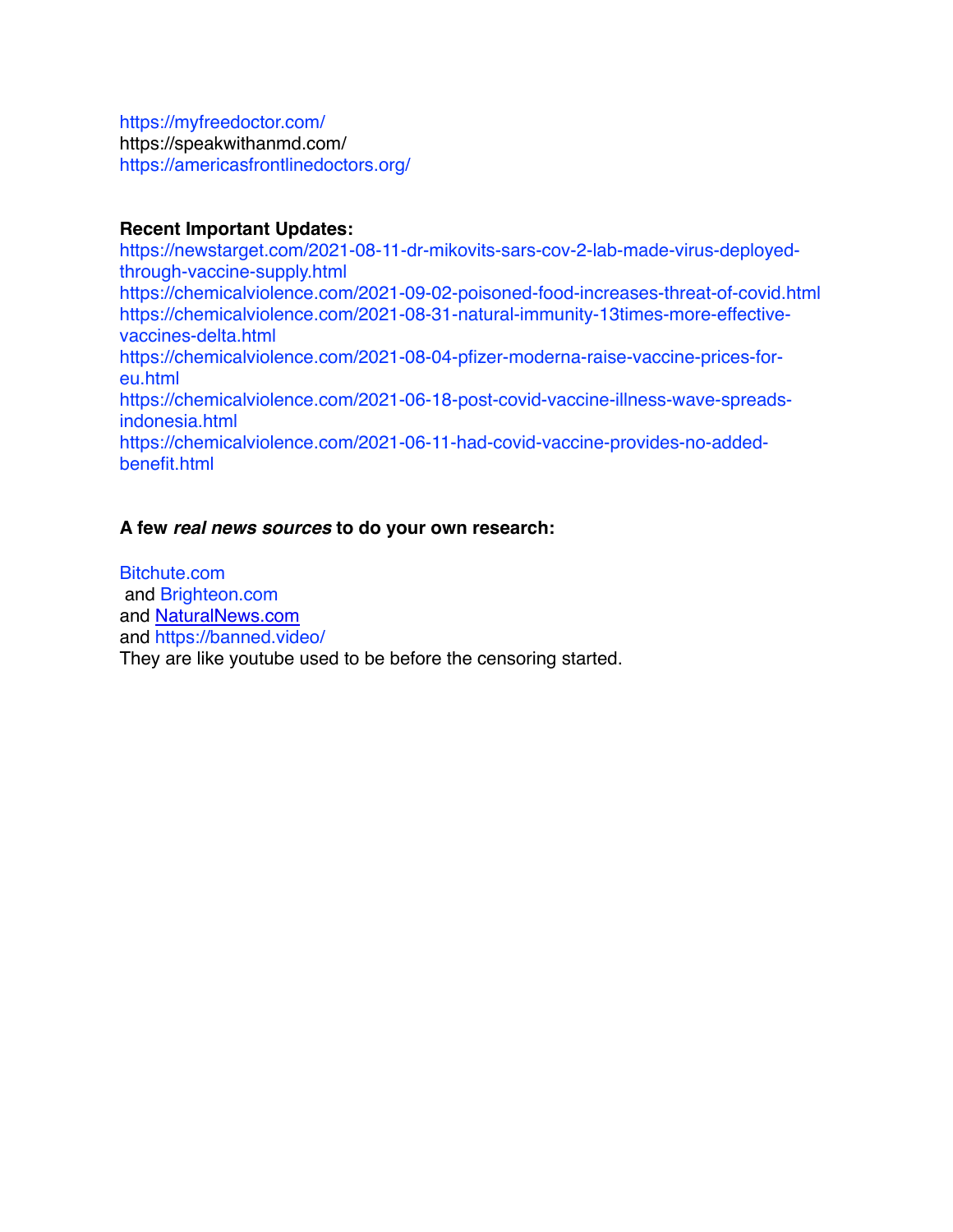https://myfreedoctor.com/
https://speakwithanmd.com/
https://americasfrontlinedoctors.org/

**Recent Important Updates:**
https://newstarget.com/2021-08-11-dr-mikovits-sars-cov-2-lab-made-virus-deployed-through-vaccine-supply.html
https://chemicalviolence.com/2021-09-02-poisoned-food-increases-threat-of-covid.html
https://chemicalviolence.com/2021-08-31-natural-immunity-13times-more-effective-vaccines-delta.html
https://chemicalviolence.com/2021-08-04-pfizer-moderna-raise-vaccine-prices-for-eu.html
https://chemicalviolence.com/2021-06-18-post-covid-vaccine-illness-wave-spreads-indonesia.html
https://chemicalviolence.com/2021-06-11-had-covid-vaccine-provides-no-added-benefit.html

**A few *real news sources* to do your own research:**

Bitchute.com
and Brighteon.com
and NaturalNews.com
and https://banned.video/
They are like youtube used to be before the censoring started.